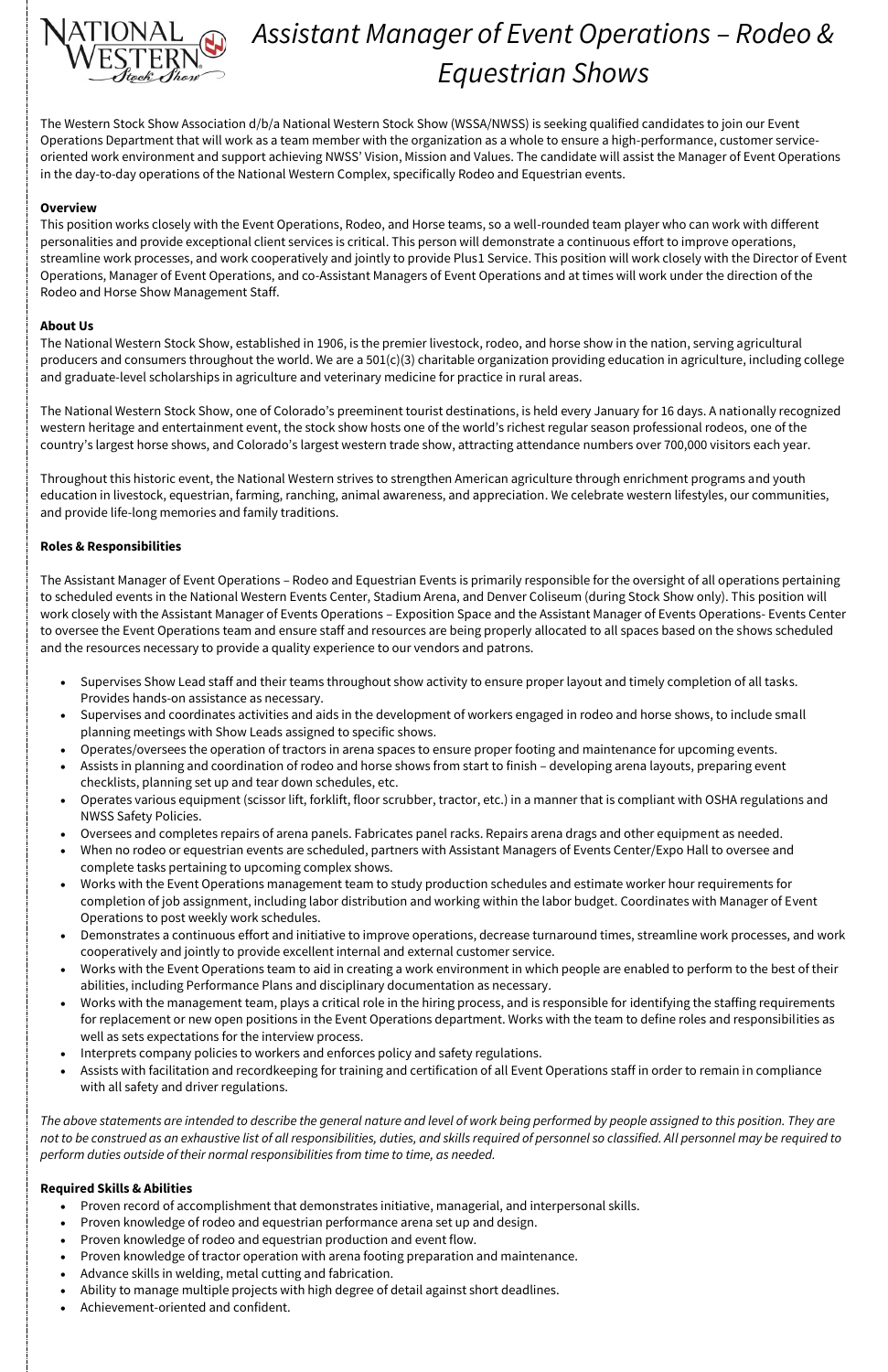# *Assistant Manager of Event Operations – Rodeo & Equestrian Shows*

The Western Stock Show Association d/b/a National Western Stock Show (WSSA/NWSS) is seeking qualified candidates to join our Event Operations Department that will work as a team member with the organization as a whole to ensure a high-performance, customer service-oriented work environment and support achieving NWSS' Vision, Mission and Values. The candidate will assist the Manager of Event Operations in the day-to-day operations of the National Western Complex, specifically Rodeo and Equestrian events.

**Overview**

This position works closely with the Event Operations, Rodeo, and Horse teams, so a well-rounded team player who can work with different personalities and provide exceptional client services is critical. This person will demonstrate a continuous effort to improve operations, streamline work processes, and work cooperatively and jointly to provide Plus1 Service. This position will work closely with the Director of Event Operations, Manager of Event Operations, and co-Assistant Managers of Event Operations and at times will work under the direction of the Rodeo and Horse Show Management Staff.

**About Us**

The National Western Stock Show, established in 1906, is the premier livestock, rodeo, and horse show in the nation, serving agricultural producers and consumers throughout the world. We are a 501(c)(3) charitable organization providing education in agriculture, including college and graduate-level scholarships in agriculture and veterinary medicine for practice in rural areas.

The National Western Stock Show, one of Colorado's preeminent tourist destinations, is held every January for 16 days. A nationally recognized western heritage and entertainment event, the stock show hosts one of the world's richest regular season professional rodeos, one of the country's largest horse shows, and Colorado's largest western trade show, attracting attendance numbers over 700,000 visitors each year.

Throughout this historic event, the National Western strives to strengthen American agriculture through enrichment programs and youth education in livestock, equestrian, farming, ranching, animal awareness, and appreciation. We celebrate western lifestyles, our communities, and provide life-long memories and family traditions.

**Roles & Responsibilities**

The Assistant Manager of Event Operations – Rodeo and Equestrian Events is primarily responsible for the oversight of all operations pertaining to scheduled events in the National Western Events Center, Stadium Arena, and Denver Coliseum (during Stock Show only). This position will work closely with the Assistant Manager of Events Operations – Exposition Space and the Assistant Manager of Events Operations- Events Center to oversee the Event Operations team and ensure staff and resources are being properly allocated to all spaces based on the shows scheduled and the resources necessary to provide a quality experience to our vendors and patrons.

- Supervises Show Lead staff and their teams throughout show activity to ensure proper layout and timely completion of all tasks. Provides hands-on assistance as necessary.
- Supervises and coordinates activities and aids in the development of workers engaged in rodeo and horse shows, to include small planning meetings with Show Leads assigned to specific shows.
- Operates/oversees the operation of tractors in arena spaces to ensure proper footing and maintenance for upcoming events.
- Assists in planning and coordination of rodeo and horse shows from start to finish – developing arena layouts, preparing event checklists, planning set up and tear down schedules, etc.
- Operates various equipment (scissor lift, forklift, floor scrubber, tractor, etc.) in a manner that is compliant with OSHA regulations and NWSS Safety Policies.
- Oversees and completes repairs of arena panels. Fabricates panel racks. Repairs arena drags and other equipment as needed.
- When no rodeo or equestrian events are scheduled, partners with Assistant Managers of Events Center/Expo Hall to oversee and complete tasks pertaining to upcoming complex shows.
- Works with the Event Operations management team to study production schedules and estimate worker hour requirements for completion of job assignment, including labor distribution and working within the labor budget. Coordinates with Manager of Event Operations to post weekly work schedules.
- Demonstrates a continuous effort and initiative to improve operations, decrease turnaround times, streamline work processes, and work cooperatively and jointly to provide excellent internal and external customer service.
- Works with the Event Operations team to aid in creating a work environment in which people are enabled to perform to the best of their abilities, including Performance Plans and disciplinary documentation as necessary.
- Works with the management team, plays a critical role in the hiring process, and is responsible for identifying the staffing requirements for replacement or new open positions in the Event Operations department. Works with the team to define roles and responsibilities as well as sets expectations for the interview process.
- Interprets company policies to workers and enforces policy and safety regulations.
- Assists with facilitation and recordkeeping for training and certification of all Event Operations staff in order to remain in compliance with all safety and driver regulations.

*The above statements are intended to describe the general nature and level of work being performed by people assigned to this position. They are not to be construed as an exhaustive list of all responsibilities, duties, and skills required of personnel so classified. All personnel may be required to perform duties outside of their normal responsibilities from time to time, as needed.*

**Required Skills & Abilities**

- Proven record of accomplishment that demonstrates initiative, managerial, and interpersonal skills.
- Proven knowledge of rodeo and equestrian performance arena set up and design.
- Proven knowledge of rodeo and equestrian production and event flow.
- Proven knowledge of tractor operation with arena footing preparation and maintenance.
- Advance skills in welding, metal cutting and fabrication.
- Ability to manage multiple projects with high degree of detail against short deadlines.
- Achievement-oriented and confident.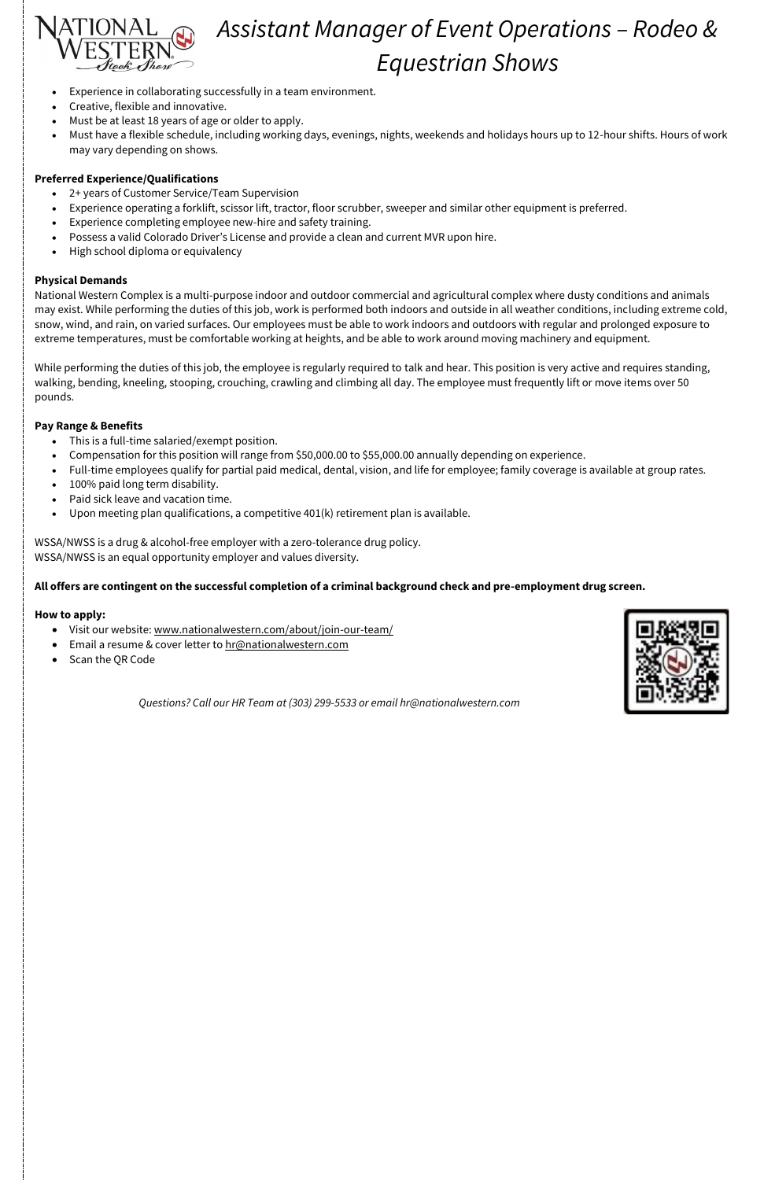# Assistant Manager of Event Operations – Rodeo & Equestrian Shows

- Experience in collaborating successfully in a team environment.
- Creative, flexible and innovative.
- Must be at least 18 years of age or older to apply.
- Must have a flexible schedule, including working days, evenings, nights, weekends and holidays hours up to 12-hour shifts. Hours of work may vary depending on shows.

**Preferred Experience/Qualifications**

- 2+ years of Customer Service/Team Supervision
- Experience operating a forklift, scissor lift, tractor, floor scrubber, sweeper and similar other equipment is preferred.
- Experience completing employee new-hire and safety training.
- Possess a valid Colorado Driver's License and provide a clean and current MVR upon hire.
- High school diploma or equivalency

**Physical Demands**

National Western Complex is a multi-purpose indoor and outdoor commercial and agricultural complex where dusty conditions and animals may exist. While performing the duties of this job, work is performed both indoors and outside in all weather conditions, including extreme cold, snow, wind, and rain, on varied surfaces. Our employees must be able to work indoors and outdoors with regular and prolonged exposure to extreme temperatures, must be comfortable working at heights, and be able to work around moving machinery and equipment.

While performing the duties of this job, the employee is regularly required to talk and hear. This position is very active and requires standing, walking, bending, kneeling, stooping, crouching, crawling and climbing all day. The employee must frequently lift or move items over 50 pounds.

**Pay Range & Benefits**

- This is a full-time salaried/exempt position.
- Compensation for this position will range from $50,000.00 to $55,000.00 annually depending on experience.
- Full-time employees qualify for partial paid medical, dental, vision, and life for employee; family coverage is available at group rates.
- 100% paid long term disability.
- Paid sick leave and vacation time.
- Upon meeting plan qualifications, a competitive 401(k) retirement plan is available.

WSSA/NWSS is a drug & alcohol-free employer with a zero-tolerance drug policy.
WSSA/NWSS is an equal opportunity employer and values diversity.

**All offers are contingent on the successful completion of a criminal background check and pre-employment drug screen.**

**How to apply:**

- Visit our website: www.nationalwestern.com/about/join-our-team/
- Email a resume & cover letter to hr@nationalwestern.com
- Scan the QR Code

*Questions? Call our HR Team at (303) 299-5533 or email hr@nationalwestern.com*